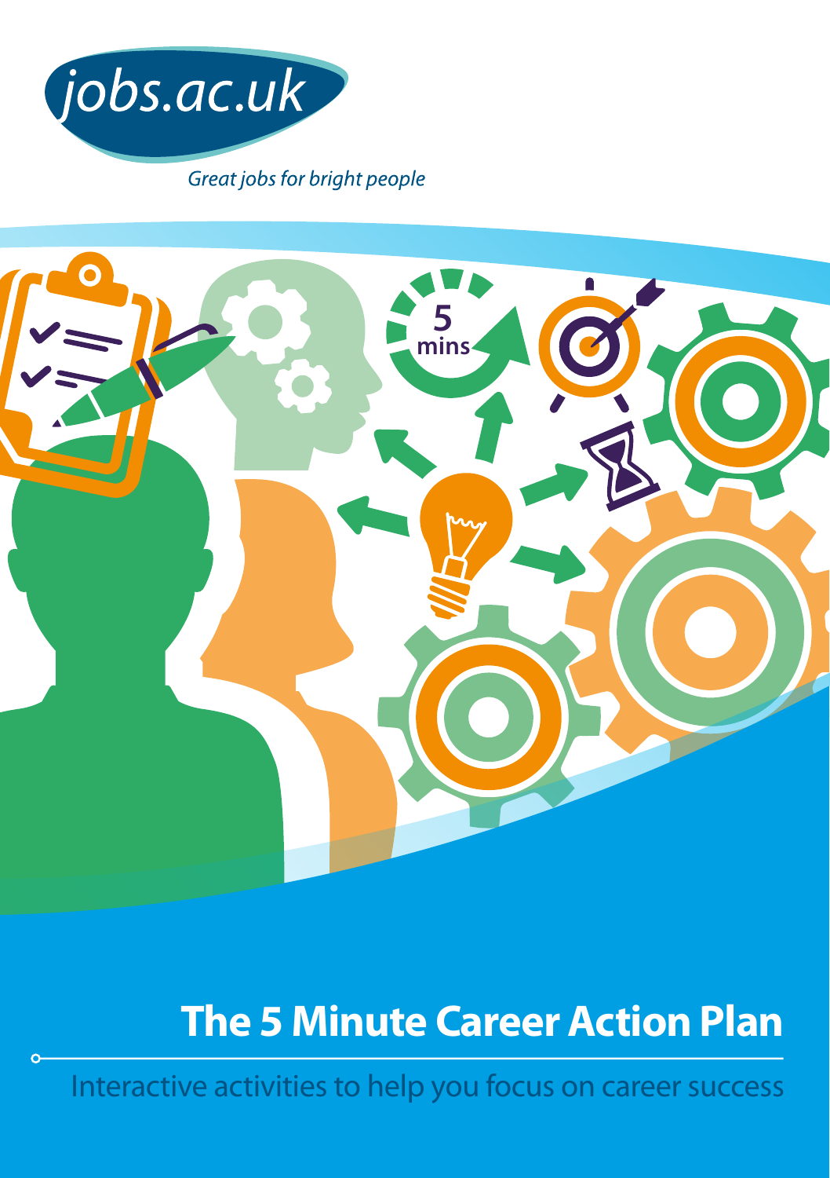jobs.ac.uk

*Great jobs for bright people*

# The 5 Minute Career Action Plan

Interactive activities to help you focus on career success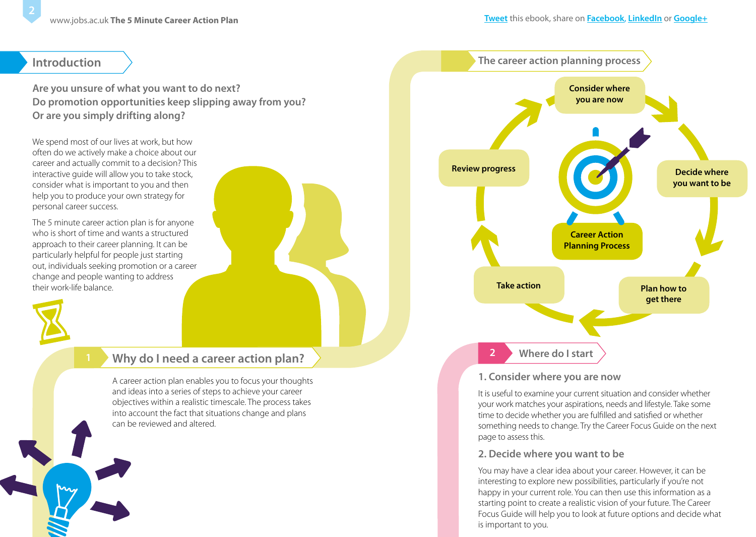## Introduction

**Are you unsure of what you want to do next?**
**Do promotion opportunities keep slipping away from you?**
**Or are you simply drifting along?**

We spend most of our lives at work, but how often do we actively make a choice about our career and actually commit to a decision? This interactive guide will allow you to take stock, consider what is important to you and then help you to produce your own strategy for personal career success.

The 5 minute career action plan is for anyone who is short of time and wants a structured approach to their career planning. It can be particularly helpful for people just starting out, individuals seeking promotion or a career change and people wanting to address their work-life balance.

## 1 Why do I need a career action plan?

A career action plan enables you to focus your thoughts and ideas into a series of steps to achieve your career objectives within a realistic timescale. The process takes into account the fact that situations change and plans can be reviewed and altered.

## The career action planning process

Career Action Planning Process:

- Consider where you are now
- Decide where you want to be
- Plan how to get there
- Take action
- Review progress

## 2 Where do I start

### 1. Consider where you are now

It is useful to examine your current situation and consider whether your work matches your aspirations, needs and lifestyle. Take some time to decide whether you are fulfilled and satisfied or whether something needs to change. Try the Career Focus Guide on the next page to assess this.

### 2. Decide where you want to be

You may have a clear idea about your career. However, it can be interesting to explore new possibilities, particularly if you're not happy in your current role. You can then use this information as a starting point to create a realistic vision of your future. The Career Focus Guide will help you to look at future options and decide what is important to you.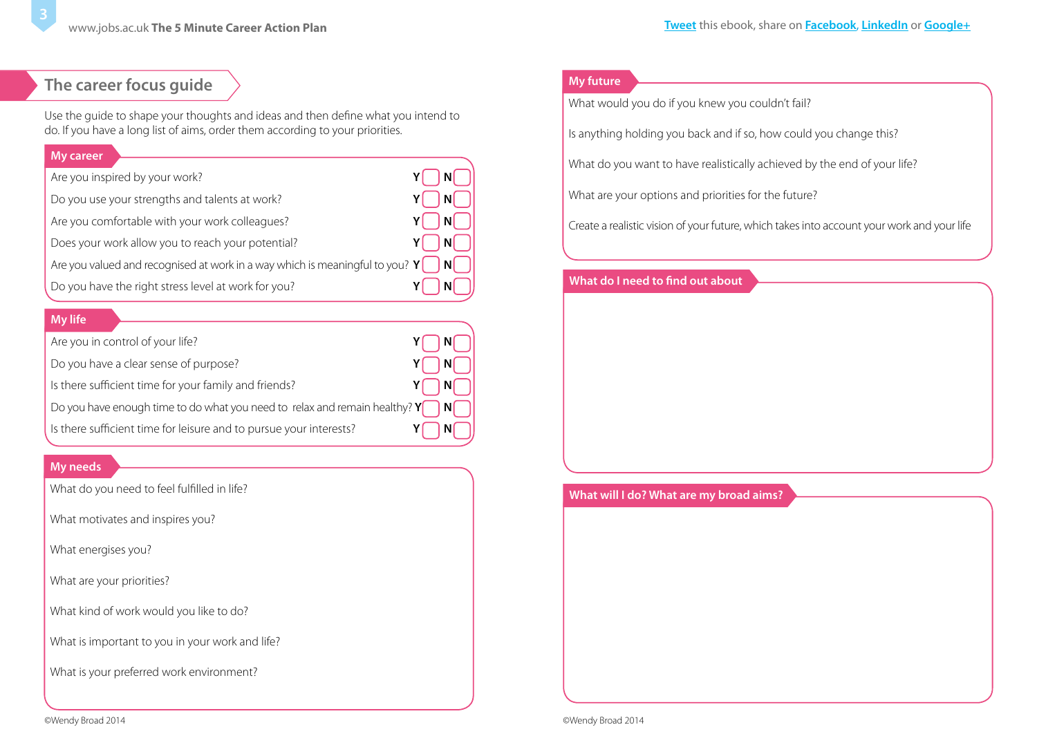## The career focus guide

Use the guide to shape your thoughts and ideas and then define what you intend to do. If you have a long list of aims, order them according to your priorities.

### My career

| Question | Y | N |
|---|---|---|
| Are you inspired by your work? | Y ☐ | N ☐ |
| Do you use your strengths and talents at work? | Y ☐ | N ☐ |
| Are you comfortable with your work colleagues? | Y ☐ | N ☐ |
| Does your work allow you to reach your potential? | Y ☐ | N ☐ |
| Are you valued and recognised at work in a way which is meaningful to you? | Y ☐ | N ☐ |
| Do you have the right stress level at work for you? | Y ☐ | N ☐ |

### My life

| Question | Y | N |
|---|---|---|
| Are you in control of your life? | Y ☐ | N ☐ |
| Do you have a clear sense of purpose? | Y ☐ | N ☐ |
| Is there sufficient time for your family and friends? | Y ☐ | N ☐ |
| Do you have enough time to do what you need to relax and remain healthy? | Y ☐ | N ☐ |
| Is there sufficient time for leisure and to pursue your interests? | Y ☐ | N ☐ |

### My needs

What do you need to feel fulfilled in life?

What motivates and inspires you?

What energises you?

What are your priorities?

What kind of work would you like to do?

What is important to you in your work and life?

What is your preferred work environment?

### My future

What would you do if you knew you couldn't fail?

Is anything holding you back and if so, how could you change this?

What do you want to have realistically achieved by the end of your life?

What are your options and priorities for the future?

Create a realistic vision of your future, which takes into account your work and your life

### What do I need to find out about

### What will I do? What are my broad aims?

©Wendy Broad 2014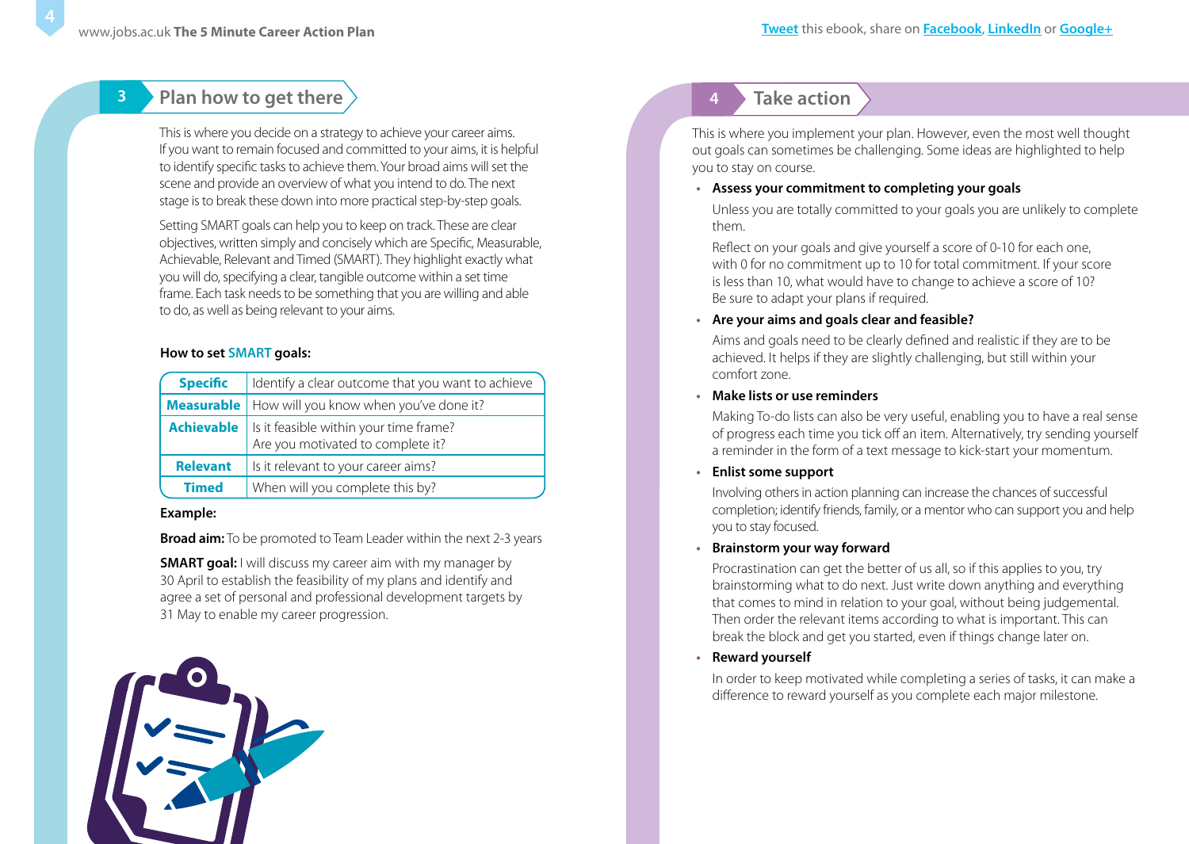## 3 Plan how to get there

This is where you decide on a strategy to achieve your career aims. If you want to remain focused and committed to your aims, it is helpful to identify specific tasks to achieve them. Your broad aims will set the scene and provide an overview of what you intend to do. The next stage is to break these down into more practical step-by-step goals.

Setting SMART goals can help you to keep on track. These are clear objectives, written simply and concisely which are Specific, Measurable, Achievable, Relevant and Timed (SMART). They highlight exactly what you will do, specifying a clear, tangible outcome within a set time frame. Each task needs to be something that you are willing and able to do, as well as being relevant to your aims.

**How to set SMART goals:**

| | |
|---|---|
| **Specific** | Identify a clear outcome that you want to achieve |
| **Measurable** | How will you know when you've done it? |
| **Achievable** | Is it feasible within your time frame? Are you motivated to complete it? |
| **Relevant** | Is it relevant to your career aims? |
| **Timed** | When will you complete this by? |

**Example:**

**Broad aim:** To be promoted to Team Leader within the next 2-3 years

**SMART goal:** I will discuss my career aim with my manager by 30 April to establish the feasibility of my plans and identify and agree a set of personal and professional development targets by 31 May to enable my career progression.

## 4 Take action

This is where you implement your plan. However, even the most well thought out goals can sometimes be challenging. Some ideas are highlighted to help you to stay on course.

- **Assess your commitment to completing your goals**

  Unless you are totally committed to your goals you are unlikely to complete them.

  Reflect on your goals and give yourself a score of 0-10 for each one, with 0 for no commitment up to 10 for total commitment. If your score is less than 10, what would have to change to achieve a score of 10? Be sure to adapt your plans if required.

- **Are your aims and goals clear and feasible?**

  Aims and goals need to be clearly defined and realistic if they are to be achieved. It helps if they are slightly challenging, but still within your comfort zone.

- **Make lists or use reminders**

  Making To-do lists can also be very useful, enabling you to have a real sense of progress each time you tick off an item. Alternatively, try sending yourself a reminder in the form of a text message to kick-start your momentum.

- **Enlist some support**

  Involving others in action planning can increase the chances of successful completion; identify friends, family, or a mentor who can support you and help you to stay focused.

- **Brainstorm your way forward**

  Procrastination can get the better of us all, so if this applies to you, try brainstorming what to do next. Just write down anything and everything that comes to mind in relation to your goal, without being judgemental. Then order the relevant items according to what is important. This can break the block and get you started, even if things change later on.

- **Reward yourself**

  In order to keep motivated while completing a series of tasks, it can make a difference to reward yourself as you complete each major milestone.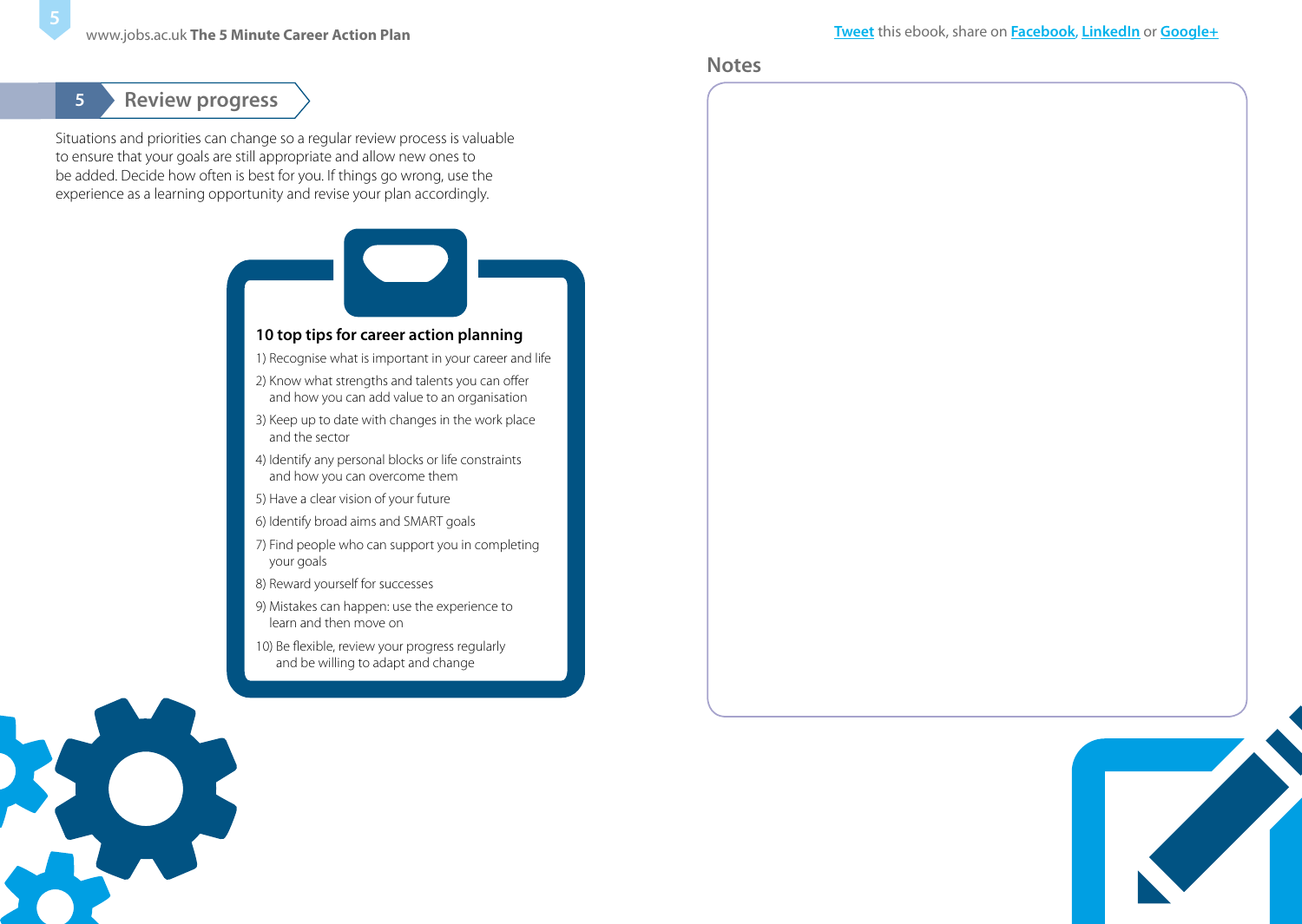## 5 Review progress

Situations and priorities can change so a regular review process is valuable to ensure that your goals are still appropriate and allow new ones to be added. Decide how often is best for you. If things go wrong, use the experience as a learning opportunity and revise your plan accordingly.

### 10 top tips for career action planning

1) Recognise what is important in your career and life
2) Know what strengths and talents you can offer and how you can add value to an organisation
3) Keep up to date with changes in the work place and the sector
4) Identify any personal blocks or life constraints and how you can overcome them
5) Have a clear vision of your future
6) Identify broad aims and SMART goals
7) Find people who can support you in completing your goals
8) Reward yourself for successes
9) Mistakes can happen: use the experience to learn and then move on
10) Be flexible, review your progress regularly and be willing to adapt and change

## Notes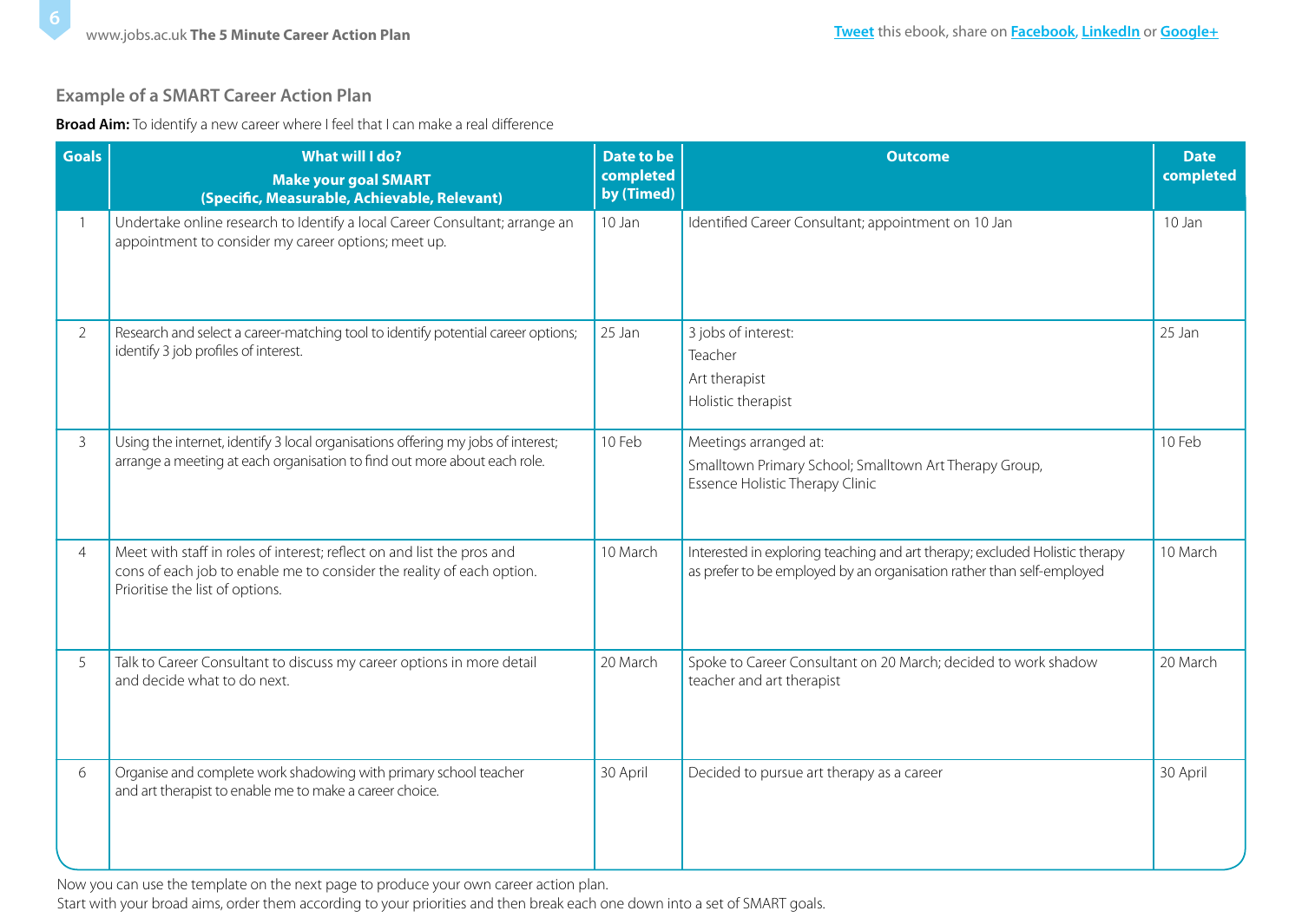## Example of a SMART Career Action Plan

**Broad Aim:** To identify a new career where I feel that I can make a real difference

| Goals | What will I do? Make your goal SMART (Specific, Measurable, Achievable, Relevant) | Date to be completed by (Timed) | Outcome | Date completed |
|---|---|---|---|---|
| 1 | Undertake online research to Identify a local Career Consultant; arrange an appointment to consider my career options; meet up. | 10 Jan | Identified Career Consultant; appointment on 10 Jan | 10 Jan |
| 2 | Research and select a career-matching tool to identify potential career options; identify 3 job profiles of interest. | 25 Jan | 3 jobs of interest: Teacher, Art therapist, Holistic therapist | 25 Jan |
| 3 | Using the internet, identify 3 local organisations offering my jobs of interest; arrange a meeting at each organisation to find out more about each role. | 10 Feb | Meetings arranged at: Smalltown Primary School; Smalltown Art Therapy Group, Essence Holistic Therapy Clinic | 10 Feb |
| 4 | Meet with staff in roles of interest; reflect on and list the pros and cons of each job to enable me to consider the reality of each option. Prioritise the list of options. | 10 March | Interested in exploring teaching and art therapy; excluded Holistic therapy as prefer to be employed by an organisation rather than self-employed | 10 March |
| 5 | Talk to Career Consultant to discuss my career options in more detail and decide what to do next. | 20 March | Spoke to Career Consultant on 20 March; decided to work shadow teacher and art therapist | 20 March |
| 6 | Organise and complete work shadowing with primary school teacher and art therapist to enable me to make a career choice. | 30 April | Decided to pursue art therapy as a career | 30 April |

Now you can use the template on the next page to produce your own career action plan.
Start with your broad aims, order them according to your priorities and then break each one down into a set of SMART goals.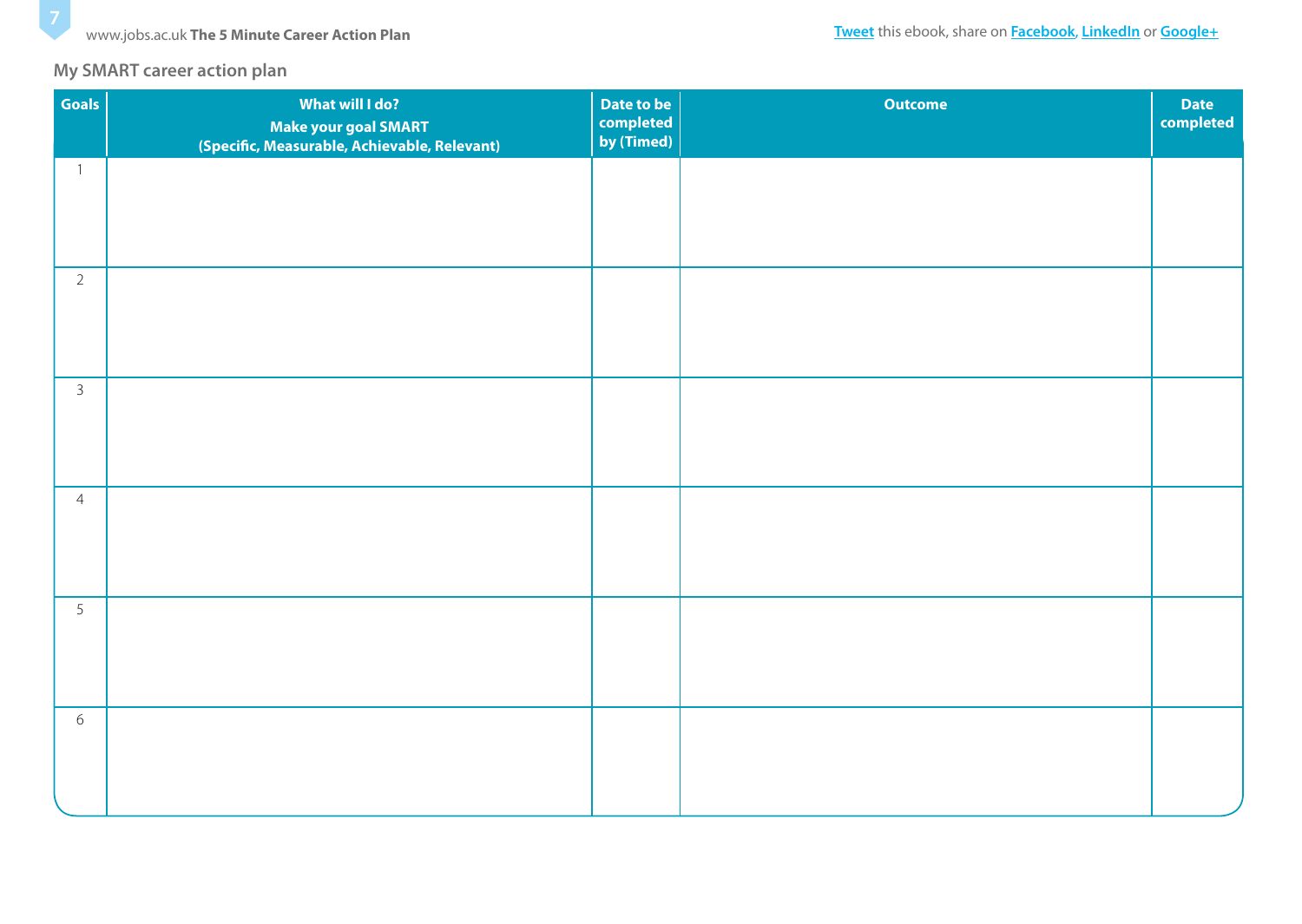## My SMART career action plan

| Goals | What will I do? Make your goal SMART (Specific, Measurable, Achievable, Relevant) | Date to be completed by (Timed) | Outcome | Date completed |
|---|---|---|---|---|
| 1 | | | | |
| 2 | | | | |
| 3 | | | | |
| 4 | | | | |
| 5 | | | | |
| 6 | | | | |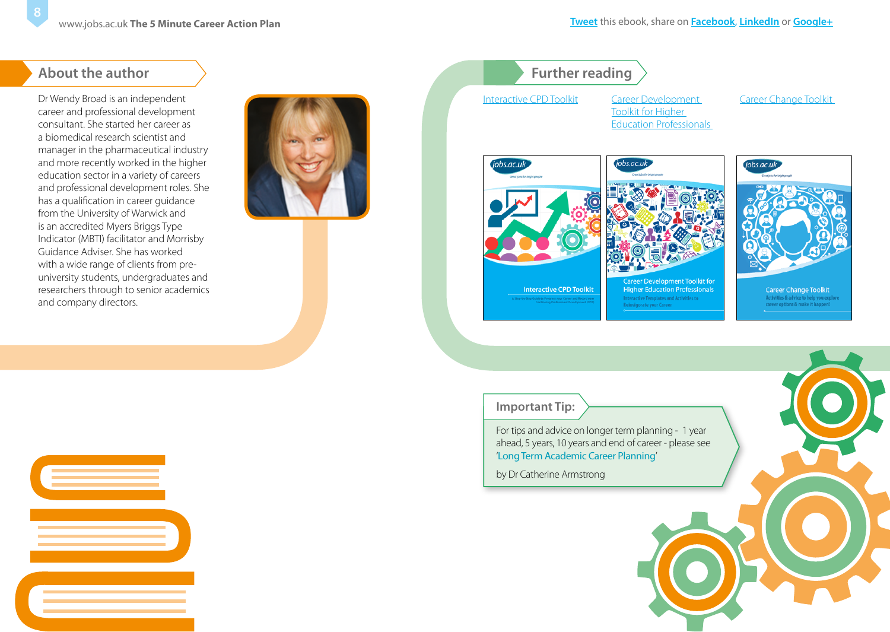## About the author

Dr Wendy Broad is an independent career and professional development consultant. She started her career as a biomedical research scientist and manager in the pharmaceutical industry and more recently worked in the higher education sector in a variety of careers and professional development roles. She has a qualification in career guidance from the University of Warwick and is an accredited Myers Briggs Type Indicator (MBTI) facilitator and Morrisby Guidance Adviser. She has worked with a wide range of clients from pre-university students, undergraduates and researchers through to senior academics and company directors.

## Further reading

- Interactive CPD Toolkit
- Career Development Toolkit for Higher Education Professionals
- Career Change Toolkit

### Important Tip:

For tips and advice on longer term planning - 1 year ahead, 5 years, 10 years and end of career - please see 'Long Term Academic Career Planning'

by Dr Catherine Armstrong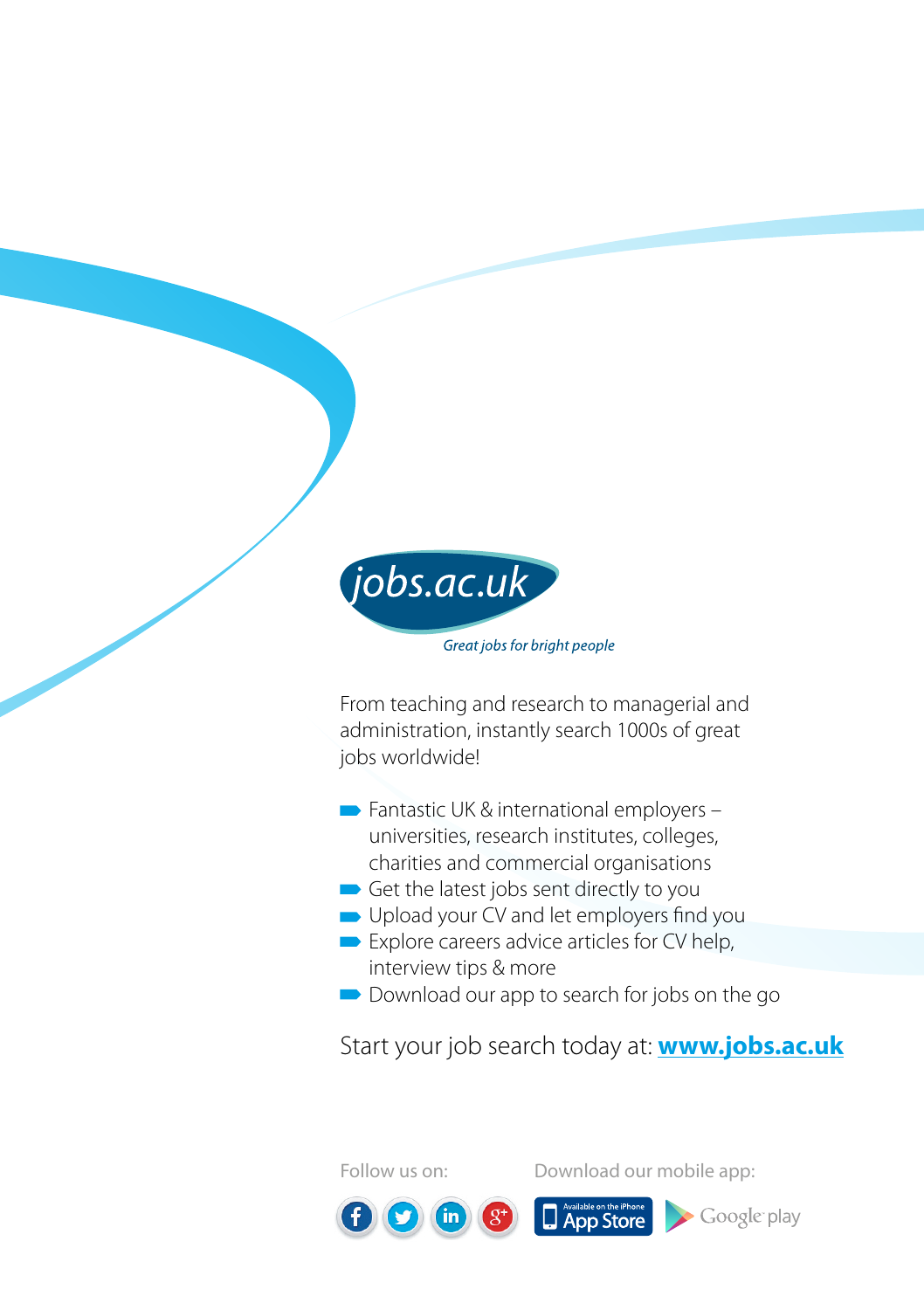jobs.ac.uk

*Great jobs for bright people*

From teaching and research to managerial and administration, instantly search 1000s of great jobs worldwide!

- Fantastic UK & international employers – universities, research institutes, colleges, charities and commercial organisations
- Get the latest jobs sent directly to you
- Upload your CV and let employers find you
- Explore careers advice articles for CV help, interview tips & more
- Download our app to search for jobs on the go

Start your job search today at: **www.jobs.ac.uk**

Follow us on:

Download our mobile app:

Available on the iPhone App Store

Google play